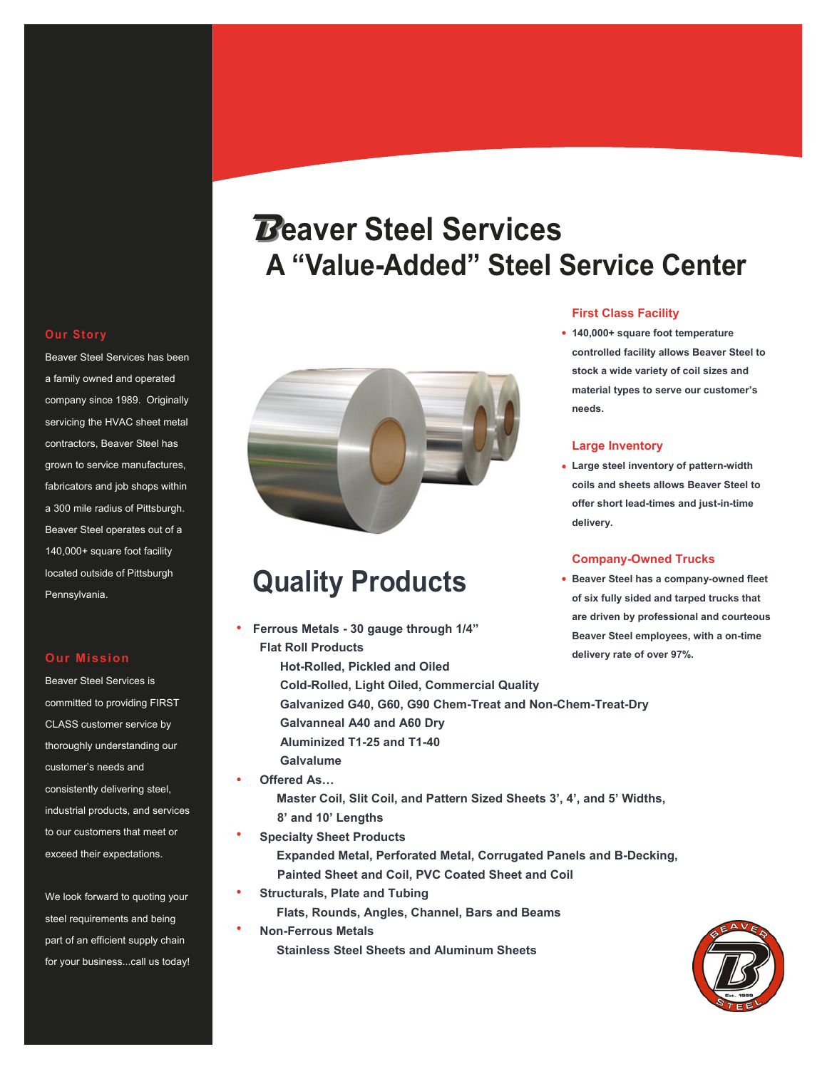# Beaver Steel Services
## A “Value-Added” Steel Service Center

### Our Story

Beaver Steel Services has been a family owned and operated company since 1989. Originally servicing the HVAC sheet metal contractors, Beaver Steel has grown to service manufactures, fabricators and job shops within a 300 mile radius of Pittsburgh. Beaver Steel operates out of a 140,000+ square foot facility located outside of Pittsburgh Pennsylvania.

### Our Mission

Beaver Steel Services is committed to providing FIRST CLASS customer service by thoroughly understanding our customer’s needs and consistently delivering steel, industrial products, and services to our customers that meet or exceed their expectations.

We look forward to quoting your steel requirements and being part of an efficient supply chain for your business...call us today!

### First Class Facility

- **140,000+ square foot temperature controlled facility allows Beaver Steel to stock a wide variety of coil sizes and material types to serve our customer’s needs.**

### Large Inventory

- **Large steel inventory of pattern-width coils and sheets allows Beaver Steel to offer short lead-times and just-in-time delivery.**

### Company-Owned Trucks

- **Beaver Steel has a company-owned fleet of six fully sided and tarped trucks that are driven by professional and courteous Beaver Steel employees, with a on-time delivery rate of over 97%.**

## Quality Products

- **Ferrous Metals - 30 gauge through 1/4”**
  - **Flat Roll Products**
    - **Hot-Rolled, Pickled and Oiled**
    - **Cold-Rolled, Light Oiled, Commercial Quality**
    - **Galvanized G40, G60, G90 Chem-Treat and Non-Chem-Treat-Dry**
    - **Galvanneal A40 and A60 Dry**
    - **Aluminized T1-25 and T1-40**
    - **Galvalume**
- **Offered As…**
  - **Master Coil, Slit Coil, and Pattern Sized Sheets 3’, 4’, and 5’ Widths, 8’ and 10’ Lengths**
- **Specialty Sheet Products**
  - **Expanded Metal, Perforated Metal, Corrugated Panels and B-Decking, Painted Sheet and Coil, PVC Coated Sheet and Coil**
- **Structurals, Plate and Tubing**
  - **Flats, Rounds, Angles, Channel, Bars and Beams**
- **Non-Ferrous Metals**
  - **Stainless Steel Sheets and Aluminum Sheets**

BEAVER STEEL Est. 1989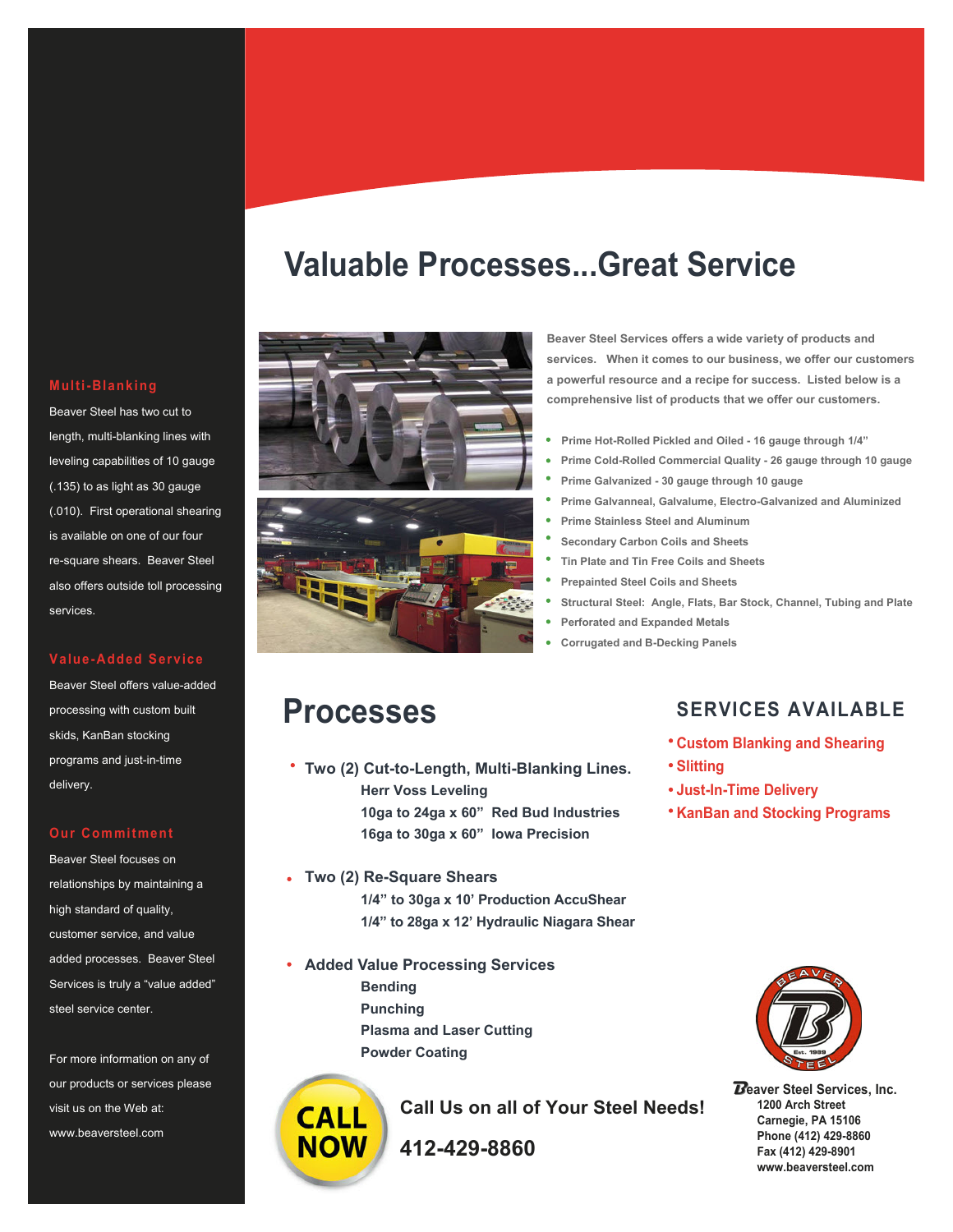# Valuable Processes...Great Service

Beaver Steel Services offers a wide variety of products and services. When it comes to our business, we offer our customers a powerful resource and a recipe for success. Listed below is a comprehensive list of products that we offer our customers.

- Prime Hot-Rolled Pickled and Oiled - 16 gauge through 1/4”
- Prime Cold-Rolled Commercial Quality - 26 gauge through 10 gauge
- Prime Galvanized - 30 gauge through 10 gauge
- Prime Galvanneal, Galvalume, Electro-Galvanized and Aluminized
- Prime Stainless Steel and Aluminum
- Secondary Carbon Coils and Sheets
- Tin Plate and Tin Free Coils and Sheets
- Prepainted Steel Coils and Sheets
- Structural Steel: Angle, Flats, Bar Stock, Channel, Tubing and Plate
- Perforated and Expanded Metals
- Corrugated and B-Decking Panels

## Processes

- **Two (2) Cut-to-Length, Multi-Blanking Lines.**
  - Herr Voss Leveling
  - 10ga to 24ga x 60” Red Bud Industries
  - 16ga to 30ga x 60” Iowa Precision
- **Two (2) Re-Square Shears**
  - 1/4” to 30ga x 10’ Production AccuShear
  - 1/4” to 28ga x 12’ Hydraulic Niagara Shear
- **Added Value Processing Services**
  - Bending
  - Punching
  - Plasma and Laser Cutting
  - Powder Coating

## SERVICES AVAILABLE

- Custom Blanking and Shearing
- Slitting
- Just-In-Time Delivery
- KanBan and Stocking Programs

CALL NOW

**Call Us on all of Your Steel Needs!**

**412-429-8860**

BEAVER STEEL Est. 1989

**Beaver Steel Services, Inc.**
1200 Arch Street
Carnegie, PA 15106
Phone (412) 429-8860
Fax (412) 429-8901
www.beaversteel.com

### Multi-Blanking

Beaver Steel has two cut to length, multi-blanking lines with leveling capabilities of 10 gauge (.135) to as light as 30 gauge (.010). First operational shearing is available on one of our four re-square shears. Beaver Steel also offers outside toll processing services.

### Value-Added Service

Beaver Steel offers value-added processing with custom built skids, KanBan stocking programs and just-in-time delivery.

### Our Commitment

Beaver Steel focuses on relationships by maintaining a high standard of quality, customer service, and value added processes. Beaver Steel Services is truly a “value added” steel service center.

For more information on any of our products or services please visit us on the Web at: www.beaversteel.com